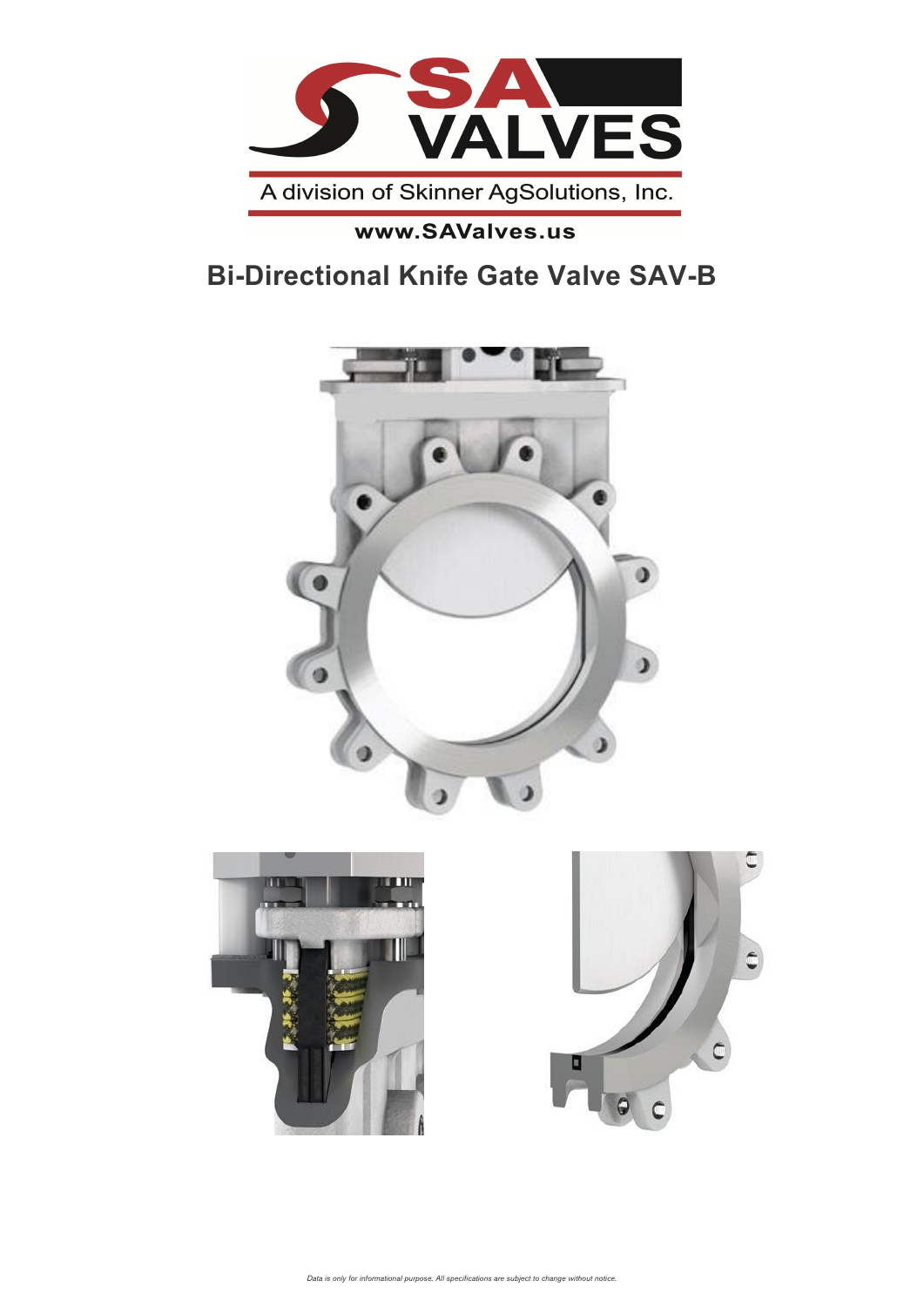SA VALVES

A division of Skinner AgSolutions, Inc.

**www.SAValves.us**

# Bi-Directional Knife Gate Valve SAV-B

*Data is only for informational purpose. All specifications are subject to change without notice.*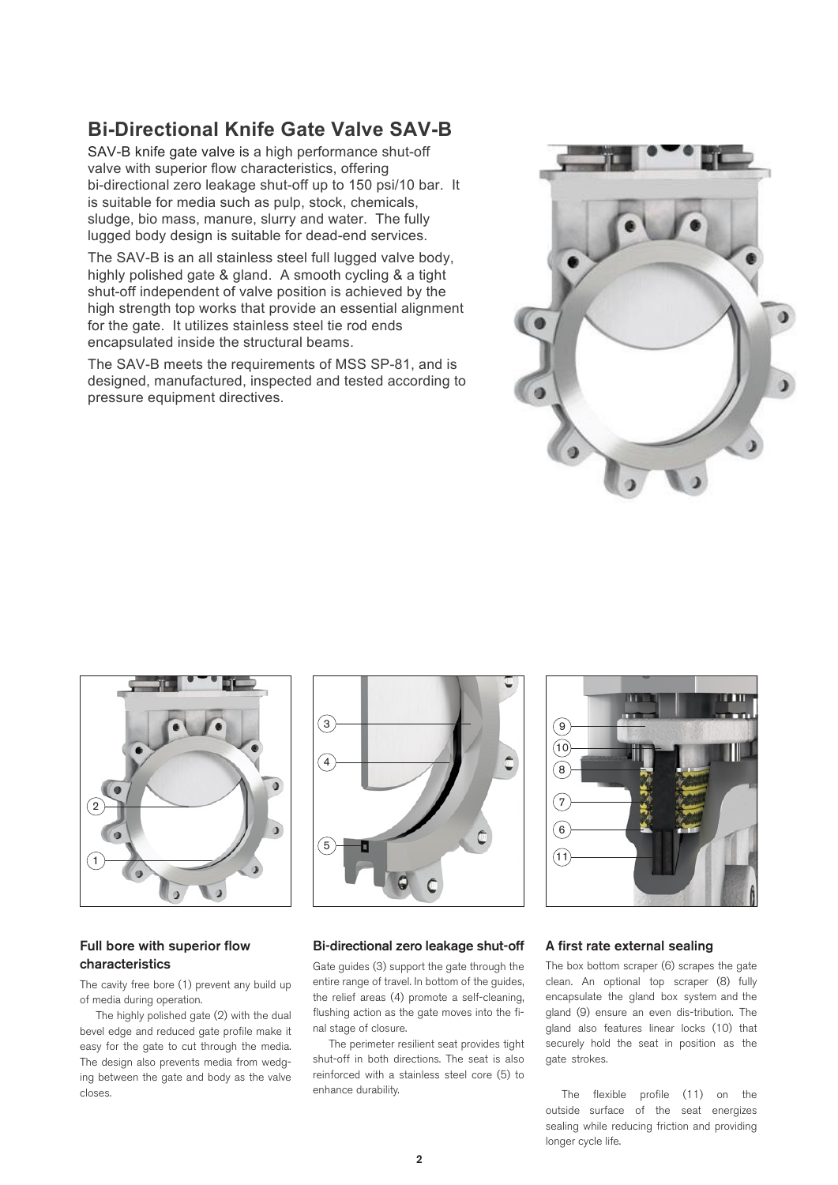## Bi-Directional Knife Gate Valve SAV-B

SAV-B knife gate valve is a high performance shut-off valve with superior flow characteristics, offering bi-directional zero leakage shut-off up to 150 psi/10 bar. It is suitable for media such as pulp, stock, chemicals, sludge, bio mass, manure, slurry and water. The fully lugged body design is suitable for dead-end services.

The SAV-B is an all stainless steel full lugged valve body, highly polished gate & gland. A smooth cycling & a tight shut-off independent of valve position is achieved by the high strength top works that provide an essential alignment for the gate. It utilizes stainless steel tie rod ends encapsulated inside the structural beams.

The SAV-B meets the requirements of MSS SP-81, and is designed, manufactured, inspected and tested according to pressure equipment directives.

### Full bore with superior flow characteristics

The cavity free bore (1) prevent any build up of media during operation.

The highly polished gate (2) with the dual bevel edge and reduced gate profile make it easy for the gate to cut through the media. The design also prevents media from wedging between the gate and body as the valve closes.

### Bi-directional zero leakage shut-off

Gate guides (3) support the gate through the entire range of travel. In bottom of the guides, the relief areas (4) promote a self-cleaning, flushing action as the gate moves into the final stage of closure.

The perimeter resilient seat provides tight shut-off in both directions. The seat is also reinforced with a stainless steel core (5) to enhance durability.

### A first rate external sealing

The box bottom scraper (6) scrapes the gate clean. An optional top scraper (8) fully encapsulate the gland box system and the gland (9) ensure an even dis-tribution. The gland also features linear locks (10) that securely hold the seat in position as the gate strokes.

The flexible profile (11) on the outside surface of the seat energizes sealing while reducing friction and providing longer cycle life.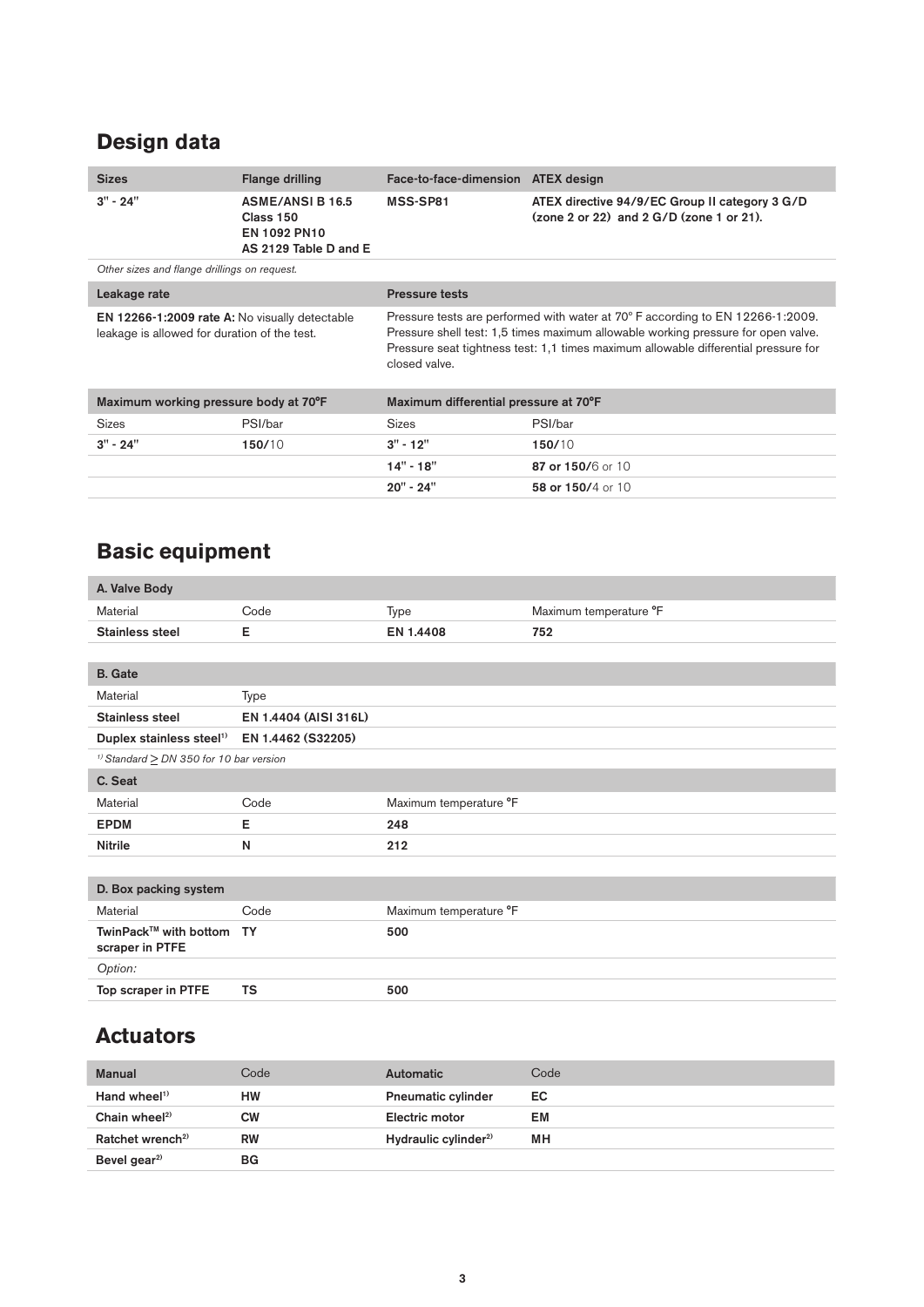## Design data

| Sizes | Flange drilling | Face-to-face-dimension | ATEX design |
|---|---|---|---|
| **3" - 24"** | **ASME/ANSI B 16.5 Class 150**<br>**EN 1092 PN10**<br>**AS 2129 Table D and E** | **MSS-SP81** | **ATEX directive 94/9/EC Group II category 3 G/D (zone 2 or 22) and 2 G/D (zone 1 or 21).** |

*Other sizes and flange drillings on request.*

| Leakage rate | Pressure tests |
|---|---|
| **EN 12266-1:2009 rate A:** No visually detectable leakage is allowed for duration of the test. | Pressure tests are performed with water at 70° F according to EN 12266-1:2009. Pressure shell test: 1,5 times maximum allowable working pressure for open valve. Pressure seat tightness test: 1,1 times maximum allowable differential pressure for closed valve. |

| Maximum working pressure body at 70°F | | Maximum differential pressure at 70°F | |
|---|---|---|---|
| Sizes | PSI/bar | Sizes | PSI/bar |
| **3" - 24"** | **150**/10 | **3" - 12"** | **150**/10 |
| | | **14" - 18"** | **87 or 150/**6 or 10 |
| | | **20" - 24"** | **58 or 150/**4 or 10 |

## Basic equipment

| A. Valve Body | | | |
|---|---|---|---|
| Material | Code | Type | Maximum temperature °F |
| **Stainless steel** | **E** | **EN 1.4408** | **752** |

| B. Gate | |
|---|---|
| Material | Type |
| **Stainless steel** | **EN 1.4404 (AISI 316L)** |
| **Duplex stainless steel**[1)] | **EN 1.4462 (S32205)** |

*1) Standard ≥ DN 350 for 10 bar version*

| C. Seat | | |
|---|---|---|
| Material | Code | Maximum temperature °F |
| **EPDM** | **E** | **248** |
| **Nitrile** | **N** | **212** |

| D. Box packing system | | |
|---|---|---|
| Material | Code | Maximum temperature °F |
| **TwinPack™ with bottom scraper in PTFE** | **TY** | **500** |
| *Option:* | | |
| **Top scraper in PTFE** | **TS** | **500** |

## Actuators

| Manual | Code | Automatic | Code |
|---|---|---|---|
| **Hand wheel**[1)] | **HW** | **Pneumatic cylinder** | **EC** |
| **Chain wheel**[2)] | **CW** | **Electric motor** | **EM** |
| **Ratchet wrench**[2)] | **RW** | **Hydraulic cylinder**[2)] | **MH** |
| **Bevel gear**[2)] | **BG** | | |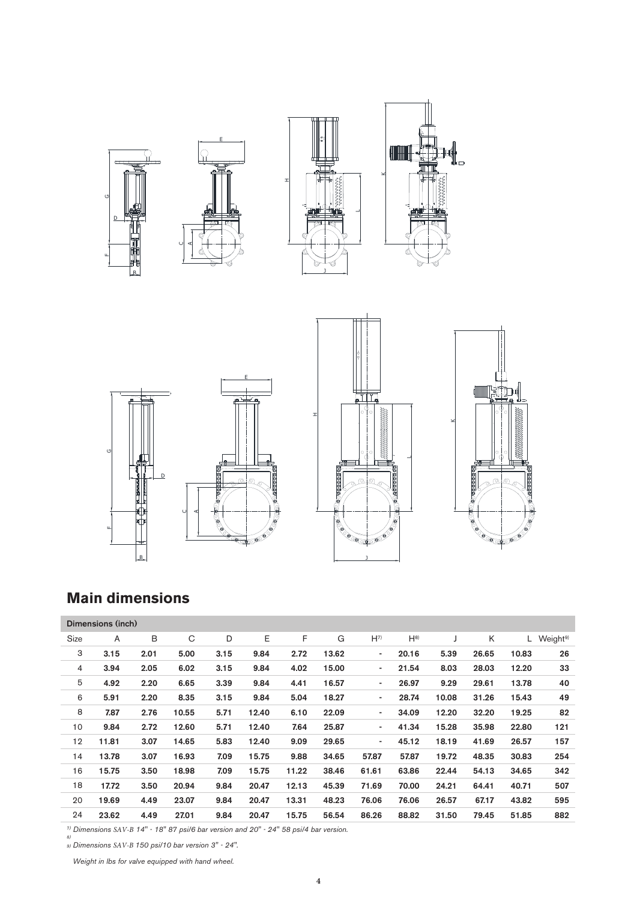## Main dimensions

| Dimensions (inch) | | | | | | | | | | | | | |
|---|---|---|---|---|---|---|---|---|---|---|---|---|---|
| Size | A | B | C | D | E | F | G | H[7] | H[8] | J | K | L | Weight[9] |
| 3 | 3.15 | 2.01 | 5.00 | 3.15 | 9.84 | 2.72 | 13.62 | - | 20.16 | 5.39 | 26.65 | 10.83 | 26 |
| 4 | 3.94 | 2.05 | 6.02 | 3.15 | 9.84 | 4.02 | 15.00 | - | 21.54 | 8.03 | 28.03 | 12.20 | 33 |
| 5 | 4.92 | 2.20 | 6.65 | 3.39 | 9.84 | 4.41 | 16.57 | - | 26.97 | 9.29 | 29.61 | 13.78 | 40 |
| 6 | 5.91 | 2.20 | 8.35 | 3.15 | 9.84 | 5.04 | 18.27 | - | 28.74 | 10.08 | 31.26 | 15.43 | 49 |
| 8 | 7.87 | 2.76 | 10.55 | 5.71 | 12.40 | 6.10 | 22.09 | - | 34.09 | 12.20 | 32.20 | 19.25 | 82 |
| 10 | 9.84 | 2.72 | 12.60 | 5.71 | 12.40 | 7.64 | 25.87 | - | 41.34 | 15.28 | 35.98 | 22.80 | 121 |
| 12 | 11.81 | 3.07 | 14.65 | 5.83 | 12.40 | 9.09 | 29.65 | - | 45.12 | 18.19 | 41.69 | 26.57 | 157 |
| 14 | 13.78 | 3.07 | 16.93 | 7.09 | 15.75 | 9.88 | 34.65 | 57.87 | 57.87 | 19.72 | 48.35 | 30.83 | 254 |
| 16 | 15.75 | 3.50 | 18.98 | 7.09 | 15.75 | 11.22 | 38.46 | 61.61 | 63.86 | 22.44 | 54.13 | 34.65 | 342 |
| 18 | 17.72 | 3.50 | 20.94 | 9.84 | 20.47 | 12.13 | 45.39 | 71.69 | 70.00 | 24.21 | 64.41 | 40.71 | 507 |
| 20 | 19.69 | 4.49 | 23.07 | 9.84 | 20.47 | 13.31 | 48.23 | 76.06 | 76.06 | 26.57 | 67.17 | 43.82 | 595 |
| 24 | 23.62 | 4.49 | 27.01 | 9.84 | 20.47 | 15.75 | 56.54 | 86.26 | 88.82 | 31.50 | 79.45 | 51.85 | 882 |

*[7] Dimensions SAV-B 14" - 18" 87 psi/6 bar version and 20" - 24" 58 psi/4 bar version.*
*[8]*
*[9] Dimensions SAV-B 150 psi/10 bar version 3" - 24".*

*Weight in lbs for valve equipped with hand wheel.*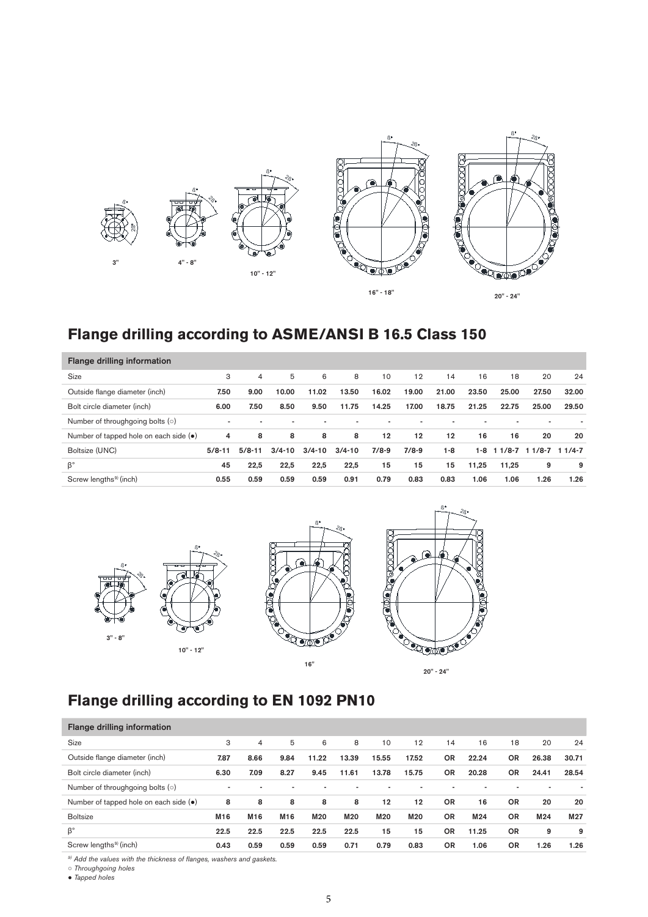3"

4" - 8"

10" - 12"

16" - 18"

20" - 24"

## Flange drilling according to ASME/ANSI B 16.5 Class 150

| Flange drilling information | | | | | | | | | | | | |
|---|---|---|---|---|---|---|---|---|---|---|---|---|
| Size | 3 | 4 | 5 | 6 | 8 | 10 | 12 | 14 | 16 | 18 | 20 | 24 |
| Outside flange diameter (inch) | 7.50 | 9.00 | 10.00 | 11.02 | 13.50 | 16.02 | 19.00 | 21.00 | 23.50 | 25.00 | 27.50 | 32.00 |
| Bolt circle diameter (inch) | 6.00 | 7.50 | 8.50 | 9.50 | 11.75 | 14.25 | 17.00 | 18.75 | 21.25 | 22.75 | 25.00 | 29.50 |
| Number of throughgoing bolts (○) | - | - | - | - | - | - | - | - | - | - | - | - |
| Number of tapped hole on each side (●) | 4 | 8 | 8 | 8 | 8 | 12 | 12 | 12 | 16 | 16 | 20 | 20 |
| Boltsize (UNC) | 5/8-11 | 5/8-11 | 3/4-10 | 3/4-10 | 3/4-10 | 7/8-9 | 7/8-9 | 1-8 | 1-8 | 1 1/8-7 | 1 1/8-7 | 1 1/4-7 |
| β° | 45 | 22,5 | 22,5 | 22,5 | 22,5 | 15 | 15 | 15 | 11,25 | 11,25 | 9 | 9 |
| Screw lengths[9] (inch) | 0.55 | 0.59 | 0.59 | 0.59 | 0.91 | 0.79 | 0.83 | 0.83 | 1.06 | 1.06 | 1.26 | 1.26 |

3" - 8"

10" - 12"

16"

20" - 24"

## Flange drilling according to EN 1092 PN10

| Flange drilling information | | | | | | | | | | | | |
|---|---|---|---|---|---|---|---|---|---|---|---|---|
| Size | 3 | 4 | 5 | 6 | 8 | 10 | 12 | 14 | 16 | 18 | 20 | 24 |
| Outside flange diameter (inch) | 7.87 | 8.66 | 9.84 | 11.22 | 13.39 | 15.55 | 17.52 | OR | 22.24 | OR | 26.38 | 30.71 |
| Bolt circle diameter (inch) | 6.30 | 7.09 | 8.27 | 9.45 | 11.61 | 13.78 | 15.75 | OR | 20.28 | OR | 24.41 | 28.54 |
| Number of throughgoing bolts (○) | - | - | - | - | - | - | - | - | - | - | - | - |
| Number of tapped hole on each side (●) | 8 | 8 | 8 | 8 | 8 | 12 | 12 | OR | 16 | OR | 20 | 20 |
| Boltsize | M16 | M16 | M16 | M20 | M20 | M20 | M20 | OR | M24 | OR | M24 | M27 |
| β° | 22.5 | 22.5 | 22.5 | 22.5 | 22.5 | 15 | 15 | OR | 11.25 | OR | 9 | 9 |
| Screw lengths[9] (inch) | 0.43 | 0.59 | 0.59 | 0.59 | 0.71 | 0.79 | 0.83 | OR | 1.06 | OR | 1.26 | 1.26 |

*[9] Add the values with the thickness of flanges, washers and gaskets.*
*○ Throughgoing holes*
*● Tapped holes*